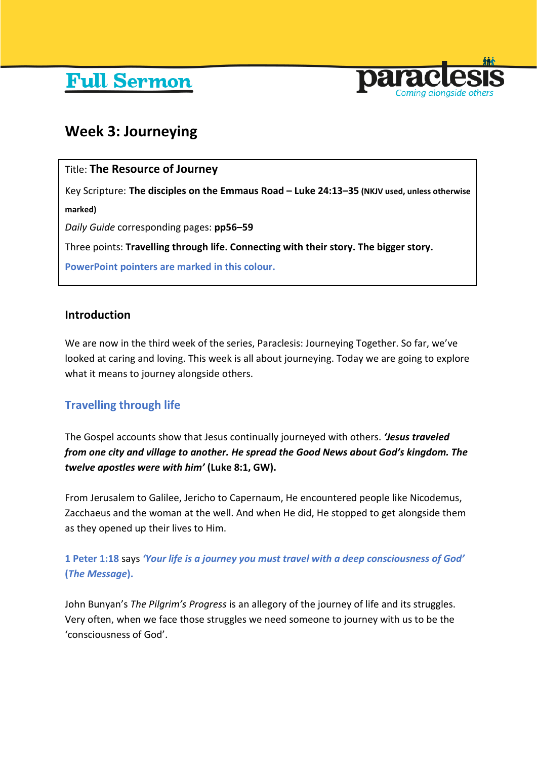# Full Sermon

paraclesis
Coming alongside others

## Week 3: Journeying

Title: **The Resource of Journey**

Key Scripture: **The disciples on the Emmaus Road – Luke 24:13–35 (NKJV used, unless otherwise marked)**

*Daily Guide* corresponding pages: **pp56–59**

Three points: **Travelling through life. Connecting with their story. The bigger story.**

**PowerPoint pointers are marked in this colour.**

### Introduction

We are now in the third week of the series, Paraclesis: Journeying Together. So far, we've looked at caring and loving. This week is all about journeying. Today we are going to explore what it means to journey alongside others.

### Travelling through life

The Gospel accounts show that Jesus continually journeyed with others. ***'Jesus traveled from one city and village to another. He spread the Good News about God's kingdom. The twelve apostles were with him'*** **(Luke 8:1, GW).**

From Jerusalem to Galilee, Jericho to Capernaum, He encountered people like Nicodemus, Zacchaeus and the woman at the well. And when He did, He stopped to get alongside them as they opened up their lives to Him.

**1 Peter 1:18** says ***'Your life is a journey you must travel with a deep consciousness of God'*** **(*The Message*).**

John Bunyan's *The Pilgrim's Progress* is an allegory of the journey of life and its struggles. Very often, when we face those struggles we need someone to journey with us to be the 'consciousness of God'.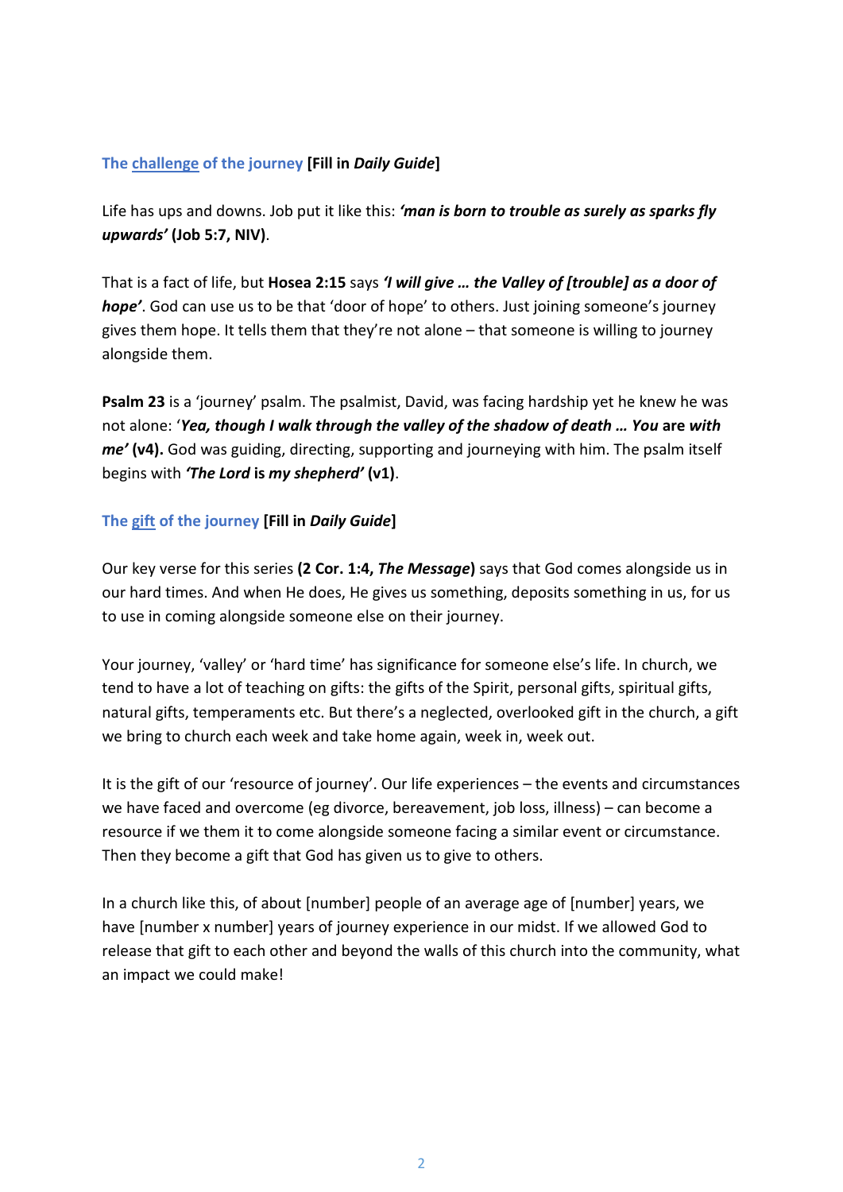### The <u>challenge</u> of the journey **[Fill in *Daily Guide*]**

Life has ups and downs. Job put it like this: ***'man is born to trouble as surely as sparks fly upwards'* (Job 5:7, NIV)**.

That is a fact of life, but **Hosea 2:15** says ***'I will give … the Valley of [trouble] as a door of hope'***. God can use us to be that 'door of hope' to others. Just joining someone's journey gives them hope. It tells them that they're not alone – that someone is willing to journey alongside them.

**Psalm 23** is a 'journey' psalm. The psalmist, David, was facing hardship yet he knew he was not alone: '***Yea, though I walk through the valley of the shadow of death … You* are *with me'* (v4).** God was guiding, directing, supporting and journeying with him. The psalm itself begins with ***'The Lord* is *my shepherd'* (v1)**.

### The <u>gift</u> of the journey **[Fill in *Daily Guide*]**

Our key verse for this series **(2 Cor. 1:4, *The Message*)** says that God comes alongside us in our hard times. And when He does, He gives us something, deposits something in us, for us to use in coming alongside someone else on their journey.

Your journey, 'valley' or 'hard time' has significance for someone else's life. In church, we tend to have a lot of teaching on gifts: the gifts of the Spirit, personal gifts, spiritual gifts, natural gifts, temperaments etc. But there's a neglected, overlooked gift in the church, a gift we bring to church each week and take home again, week in, week out.

It is the gift of our 'resource of journey'. Our life experiences – the events and circumstances we have faced and overcome (eg divorce, bereavement, job loss, illness) – can become a resource if we them it to come alongside someone facing a similar event or circumstance. Then they become a gift that God has given us to give to others.

In a church like this, of about [number] people of an average age of [number] years, we have [number x number] years of journey experience in our midst. If we allowed God to release that gift to each other and beyond the walls of this church into the community, what an impact we could make!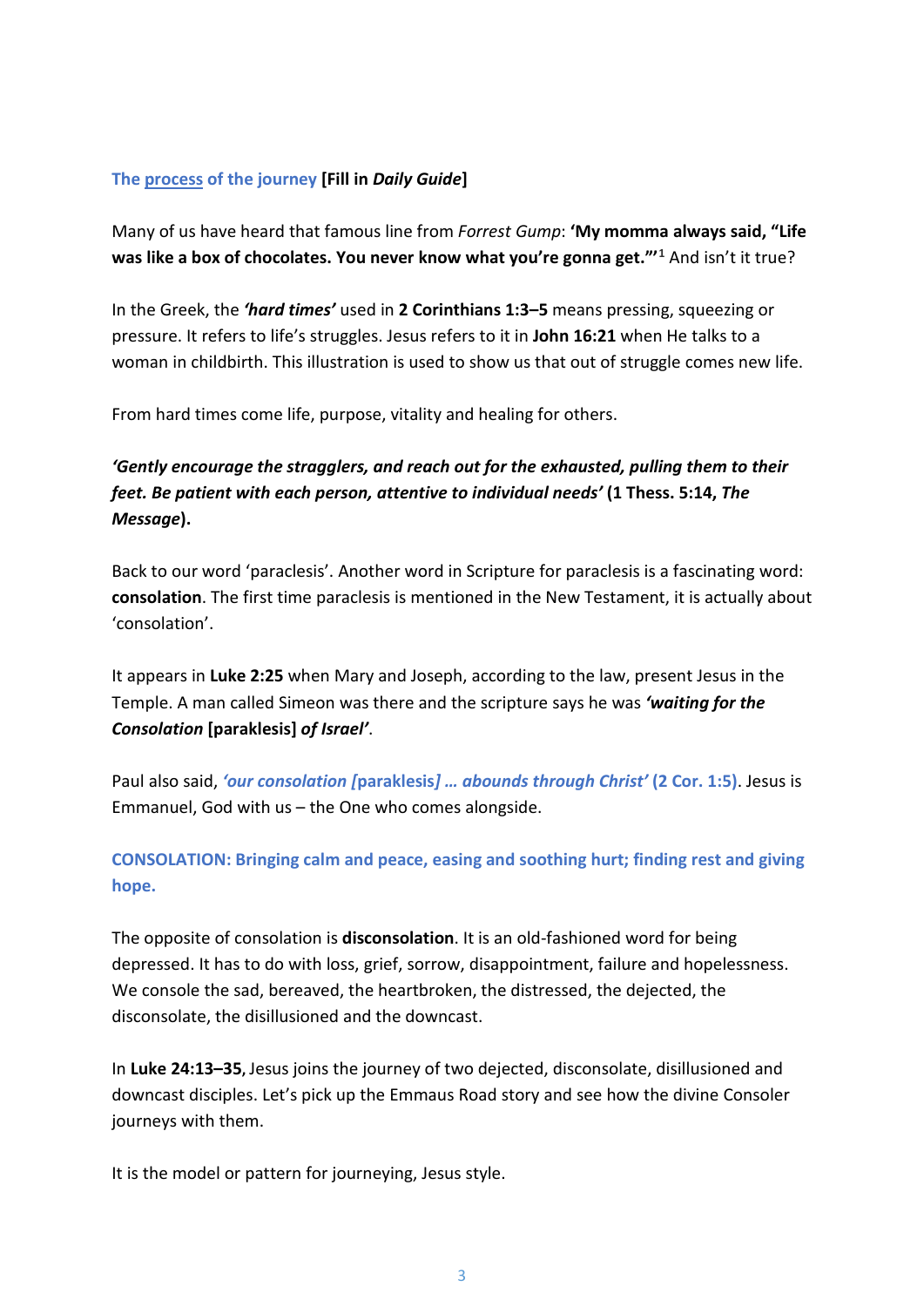**The process of the journey [Fill in *Daily Guide*]**

Many of us have heard that famous line from *Forrest Gump*: **'My momma always said, "Life was like a box of chocolates. You never know what you're gonna get."'**[1] And isn't it true?

In the Greek, the ***'hard times'*** used in **2 Corinthians 1:3–5** means pressing, squeezing or pressure. It refers to life's struggles. Jesus refers to it in **John 16:21** when He talks to a woman in childbirth. This illustration is used to show us that out of struggle comes new life.

From hard times come life, purpose, vitality and healing for others.

***'Gently encourage the stragglers, and reach out for the exhausted, pulling them to their feet. Be patient with each person, attentive to individual needs'* (1 Thess. 5:14, *The Message*).**

Back to our word 'paraclesis'. Another word in Scripture for paraclesis is a fascinating word: **consolation**. The first time paraclesis is mentioned in the New Testament, it is actually about 'consolation'.

It appears in **Luke 2:25** when Mary and Joseph, according to the law, present Jesus in the Temple. A man called Simeon was there and the scripture says he was ***'waiting for the Consolation* [paraklesis] *of Israel'***.

Paul also said, ***'our consolation* [paraklesis] *… abounds through Christ'* (2 Cor. 1:5)**. Jesus is Emmanuel, God with us – the One who comes alongside.

**CONSOLATION: Bringing calm and peace, easing and soothing hurt; finding rest and giving hope.**

The opposite of consolation is **disconsolation**. It is an old-fashioned word for being depressed. It has to do with loss, grief, sorrow, disappointment, failure and hopelessness. We console the sad, bereaved, the heartbroken, the distressed, the dejected, the disconsolate, the disillusioned and the downcast.

In **Luke 24:13–35,** Jesus joins the journey of two dejected, disconsolate, disillusioned and downcast disciples. Let's pick up the Emmaus Road story and see how the divine Consoler journeys with them.

It is the model or pattern for journeying, Jesus style.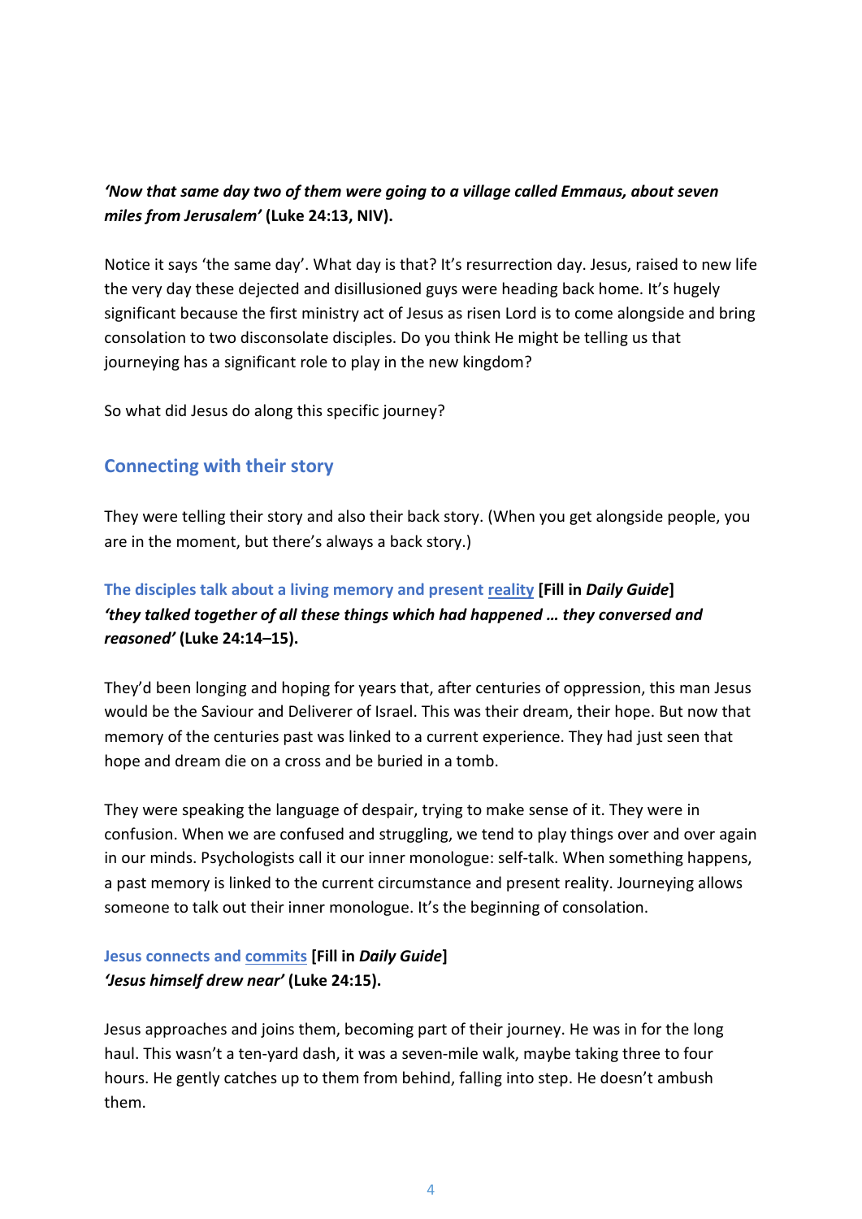***'Now that same day two of them were going to a village called Emmaus, about seven miles from Jerusalem'* (Luke 24:13, NIV).**

Notice it says 'the same day'. What day is that? It's resurrection day. Jesus, raised to new life the very day these dejected and disillusioned guys were heading back home. It's hugely significant because the first ministry act of Jesus as risen Lord is to come alongside and bring consolation to two disconsolate disciples. Do you think He might be telling us that journeying has a significant role to play in the new kingdom?

So what did Jesus do along this specific journey?

## Connecting with their story

They were telling their story and also their back story. (When you get alongside people, you are in the moment, but there's always a back story.)

### The disciples talk about a living memory and present <u>reality</u> [Fill in *Daily Guide*]

***'they talked together of all these things which had happened … they conversed and reasoned'* (Luke 24:14–15).**

They'd been longing and hoping for years that, after centuries of oppression, this man Jesus would be the Saviour and Deliverer of Israel. This was their dream, their hope. But now that memory of the centuries past was linked to a current experience. They had just seen that hope and dream die on a cross and be buried in a tomb.

They were speaking the language of despair, trying to make sense of it. They were in confusion. When we are confused and struggling, we tend to play things over and over again in our minds. Psychologists call it our inner monologue: self-talk. When something happens, a past memory is linked to the current circumstance and present reality. Journeying allows someone to talk out their inner monologue. It's the beginning of consolation.

### Jesus connects and <u>commits</u> [Fill in *Daily Guide*]

***'Jesus himself drew near'* (Luke 24:15).**

Jesus approaches and joins them, becoming part of their journey. He was in for the long haul. This wasn't a ten-yard dash, it was a seven-mile walk, maybe taking three to four hours. He gently catches up to them from behind, falling into step. He doesn't ambush them.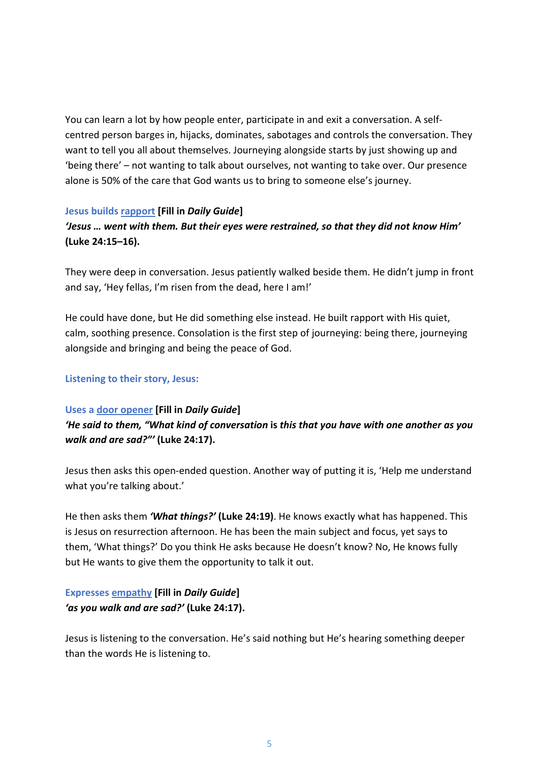You can learn a lot by how people enter, participate in and exit a conversation. A self-centred person barges in, hijacks, dominates, sabotages and controls the conversation. They want to tell you all about themselves. Journeying alongside starts by just showing up and 'being there' – not wanting to talk about ourselves, not wanting to take over. Our presence alone is 50% of the care that God wants us to bring to someone else's journey.

**Jesus builds rapport [Fill in *Daily Guide*]**
***'Jesus … went with them. But their eyes were restrained, so that they did not know Him'* (Luke 24:15–16).**

They were deep in conversation. Jesus patiently walked beside them. He didn't jump in front and say, 'Hey fellas, I'm risen from the dead, here I am!'

He could have done, but He did something else instead. He built rapport with His quiet, calm, soothing presence. Consolation is the first step of journeying: being there, journeying alongside and bringing and being the peace of God.

**Listening to their story, Jesus:**

**Uses a door opener [Fill in *Daily Guide*]**
***'He said to them, "What kind of conversation* is *this that you have with one another as you walk and are sad?"'* (Luke 24:17).**

Jesus then asks this open-ended question. Another way of putting it is, 'Help me understand what you're talking about.'

He then asks them ***'What things?'* (Luke 24:19)**. He knows exactly what has happened. This is Jesus on resurrection afternoon. He has been the main subject and focus, yet says to them, 'What things?' Do you think He asks because He doesn't know? No, He knows fully but He wants to give them the opportunity to talk it out.

**Expresses empathy [Fill in *Daily Guide*]**
***'as you walk and are sad?'* (Luke 24:17).**

Jesus is listening to the conversation. He's said nothing but He's hearing something deeper than the words He is listening to.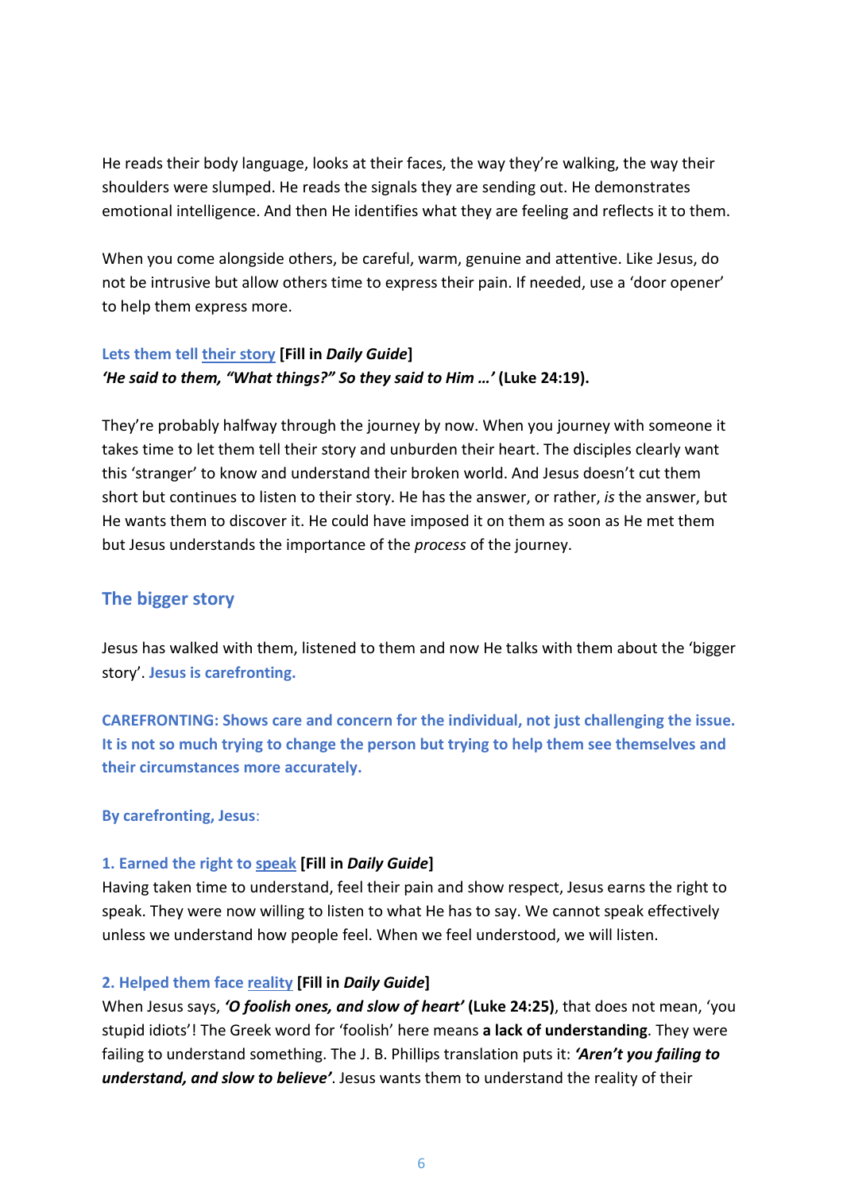He reads their body language, looks at their faces, the way they're walking, the way their shoulders were slumped. He reads the signals they are sending out. He demonstrates emotional intelligence. And then He identifies what they are feeling and reflects it to them.

When you come alongside others, be careful, warm, genuine and attentive. Like Jesus, do not be intrusive but allow others time to express their pain. If needed, use a 'door opener' to help them express more.

**Lets them tell <u>their story</u> [Fill in *Daily Guide*]**
***'He said to them, "What things?" So they said to Him …'* (Luke 24:19).**

They're probably halfway through the journey by now. When you journey with someone it takes time to let them tell their story and unburden their heart. The disciples clearly want this 'stranger' to know and understand their broken world. And Jesus doesn't cut them short but continues to listen to their story. He has the answer, or rather, *is* the answer, but He wants them to discover it. He could have imposed it on them as soon as He met them but Jesus understands the importance of the *process* of the journey.

## The bigger story

Jesus has walked with them, listened to them and now He talks with them about the 'bigger story'. **Jesus is carefronting.**

**CAREFRONTING: Shows care and concern for the individual, not just challenging the issue. It is not so much trying to change the person but trying to help them see themselves and their circumstances more accurately.**

**By carefronting, Jesus**:

**1. Earned the right to <u>speak</u> [Fill in *Daily Guide*]**
Having taken time to understand, feel their pain and show respect, Jesus earns the right to speak. They were now willing to listen to what He has to say. We cannot speak effectively unless we understand how people feel. When we feel understood, we will listen.

**2. Helped them face <u>reality</u> [Fill in *Daily Guide*]**
When Jesus says, ***'O foolish ones, and slow of heart'* (Luke 24:25)**, that does not mean, 'you stupid idiots'! The Greek word for 'foolish' here means **a lack of understanding**. They were failing to understand something. The J. B. Phillips translation puts it: ***'Aren't you failing to understand, and slow to believe'***. Jesus wants them to understand the reality of their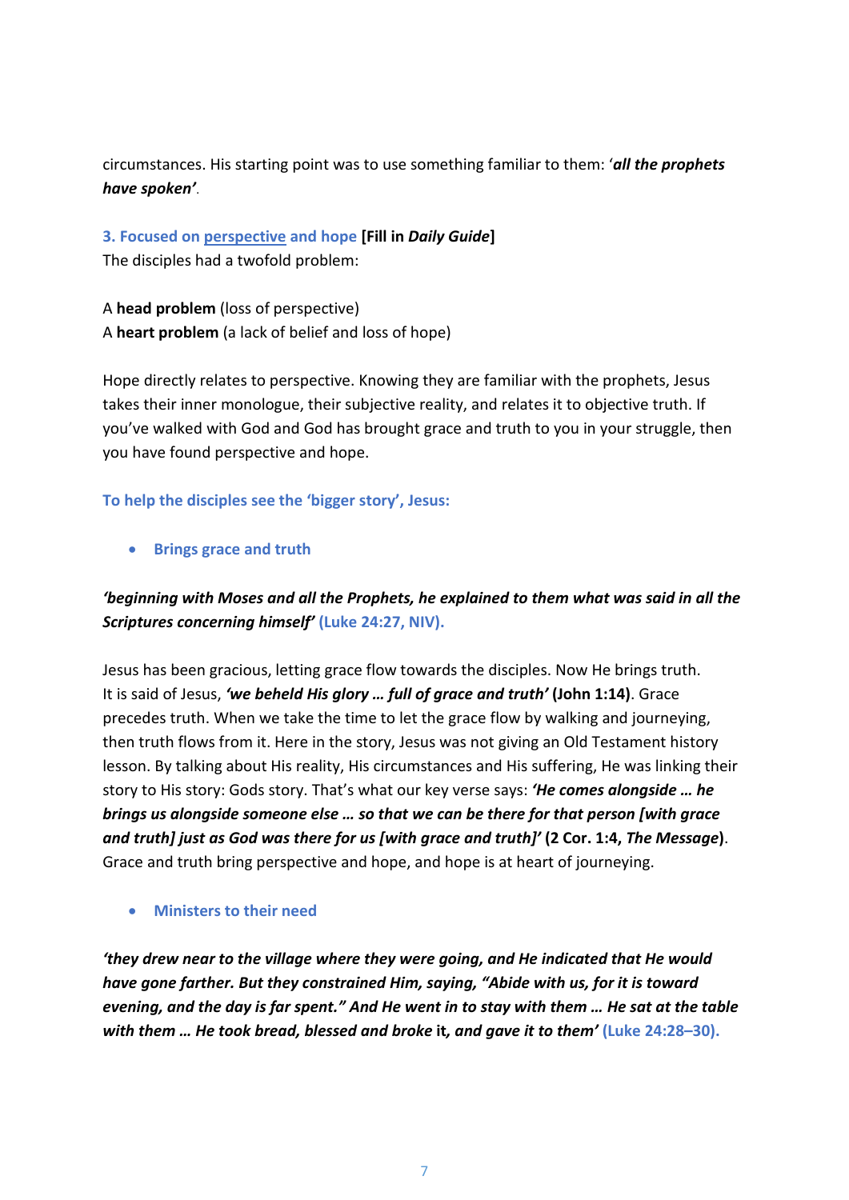circumstances. His starting point was to use something familiar to them: '***all the prophets have spoken'***.

### 3. Focused on perspective and hope **[Fill in *Daily Guide*]**

The disciples had a twofold problem:

A **head problem** (loss of perspective)
A **heart problem** (a lack of belief and loss of hope)

Hope directly relates to perspective. Knowing they are familiar with the prophets, Jesus takes their inner monologue, their subjective reality, and relates it to objective truth. If you've walked with God and God has brought grace and truth to you in your struggle, then you have found perspective and hope.

**To help the disciples see the 'bigger story', Jesus:**

- **Brings grace and truth**

***'beginning with Moses and all the Prophets, he explained to them what was said in all the Scriptures concerning himself'*** **(Luke 24:27, NIV).**

Jesus has been gracious, letting grace flow towards the disciples. Now He brings truth. It is said of Jesus, ***'we beheld His glory … full of grace and truth'*** **(John 1:14)**. Grace precedes truth. When we take the time to let the grace flow by walking and journeying, then truth flows from it. Here in the story, Jesus was not giving an Old Testament history lesson. By talking about His reality, His circumstances and His suffering, He was linking their story to His story: Gods story. That's what our key verse says: ***'He comes alongside … he brings us alongside someone else … so that we can be there for that person [with grace and truth] just as God was there for us [with grace and truth]'*** **(2 Cor. 1:4, *The Message*)**. Grace and truth bring perspective and hope, and hope is at heart of journeying.

- **Ministers to their need**

***'they drew near to the village where they were going, and He indicated that He would have gone farther. But they constrained Him, saying, "Abide with us, for it is toward evening, and the day is far spent." And He went in to stay with them … He sat at the table with them … He took bread, blessed and broke* it*, and gave it to them'*** **(Luke 24:28–30).**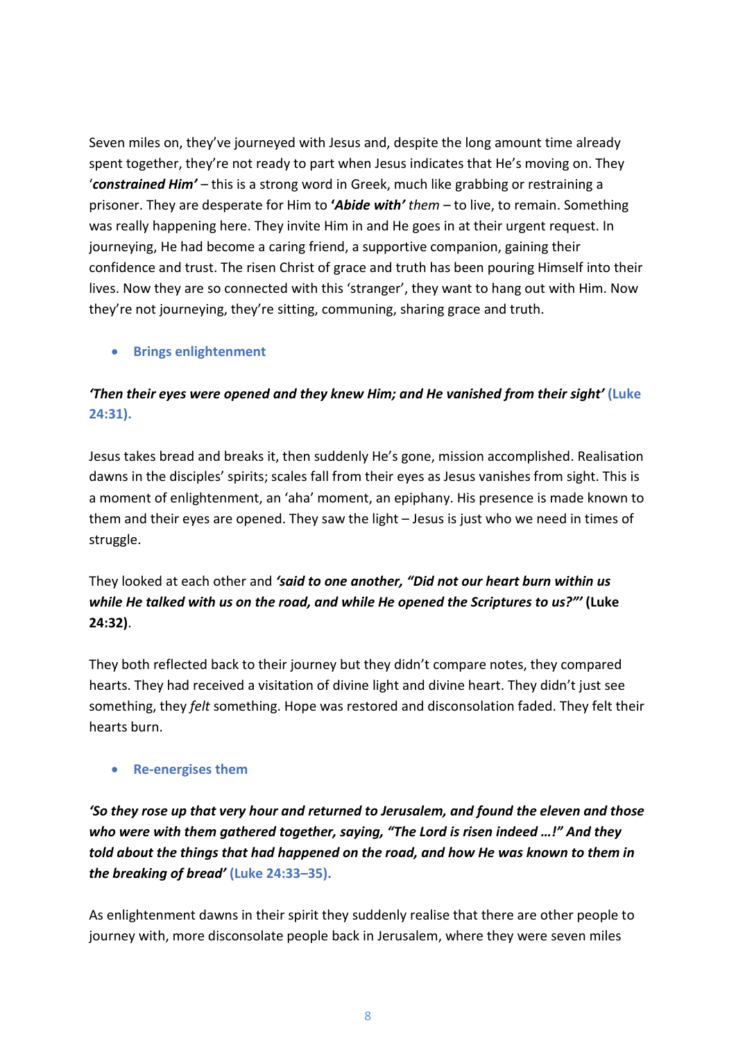Seven miles on, they've journeyed with Jesus and, despite the long amount time already spent together, they're not ready to part when Jesus indicates that He's moving on. They '***constrained Him'*** – this is a strong word in Greek, much like grabbing or restraining a prisoner. They are desperate for Him to ***'Abide with'*** *them* – to live, to remain. Something was really happening here. They invite Him in and He goes in at their urgent request. In journeying, He had become a caring friend, a supportive companion, gaining their confidence and trust. The risen Christ of grace and truth has been pouring Himself into their lives. Now they are so connected with this 'stranger', they want to hang out with Him. Now they're not journeying, they're sitting, communing, sharing grace and truth.

- **Brings enlightenment**

***'Then their eyes were opened and they knew Him; and He vanished from their sight'*** **(Luke 24:31).**

Jesus takes bread and breaks it, then suddenly He's gone, mission accomplished. Realisation dawns in the disciples' spirits; scales fall from their eyes as Jesus vanishes from sight. This is a moment of enlightenment, an 'aha' moment, an epiphany. His presence is made known to them and their eyes are opened. They saw the light – Jesus is just who we need in times of struggle.

They looked at each other and ***'said to one another, "Did not our heart burn within us while He talked with us on the road, and while He opened the Scriptures to us?"'*** **(Luke 24:32)**.

They both reflected back to their journey but they didn't compare notes, they compared hearts. They had received a visitation of divine light and divine heart. They didn't just see something, they *felt* something. Hope was restored and disconsolation faded. They felt their hearts burn.

- **Re-energises them**

***'So they rose up that very hour and returned to Jerusalem, and found the eleven and those who were with them gathered together, saying, "The Lord is risen indeed …!" And they told about the things that had happened on the road, and how He was known to them in the breaking of bread'*** **(Luke 24:33–35).**

As enlightenment dawns in their spirit they suddenly realise that there are other people to journey with, more disconsolate people back in Jerusalem, where they were seven miles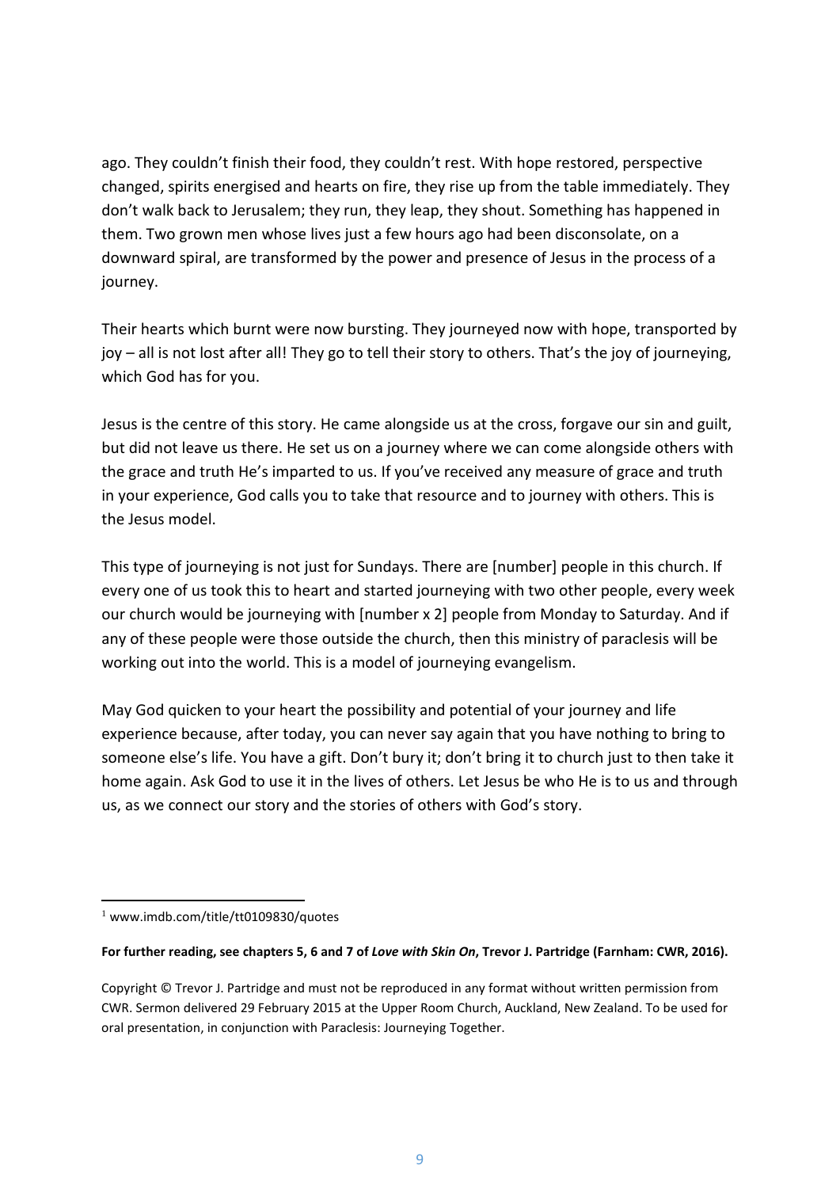ago. They couldn't finish their food, they couldn't rest. With hope restored, perspective changed, spirits energised and hearts on fire, they rise up from the table immediately. They don't walk back to Jerusalem; they run, they leap, they shout. Something has happened in them. Two grown men whose lives just a few hours ago had been disconsolate, on a downward spiral, are transformed by the power and presence of Jesus in the process of a journey.

Their hearts which burnt were now bursting. They journeyed now with hope, transported by joy – all is not lost after all! They go to tell their story to others. That's the joy of journeying, which God has for you.

Jesus is the centre of this story. He came alongside us at the cross, forgave our sin and guilt, but did not leave us there. He set us on a journey where we can come alongside others with the grace and truth He's imparted to us. If you've received any measure of grace and truth in your experience, God calls you to take that resource and to journey with others. This is the Jesus model.

This type of journeying is not just for Sundays. There are [number] people in this church. If every one of us took this to heart and started journeying with two other people, every week our church would be journeying with [number x 2] people from Monday to Saturday. And if any of these people were those outside the church, then this ministry of paraclesis will be working out into the world. This is a model of journeying evangelism.

May God quicken to your heart the possibility and potential of your journey and life experience because, after today, you can never say again that you have nothing to bring to someone else's life. You have a gift. Don't bury it; don't bring it to church just to then take it home again. Ask God to use it in the lives of others. Let Jesus be who He is to us and through us, as we connect our story and the stories of others with God's story.

---

[1] www.imdb.com/title/tt0109830/quotes

**For further reading, see chapters 5, 6 and 7 of *Love with Skin On*, Trevor J. Partridge (Farnham: CWR, 2016).**

Copyright © Trevor J. Partridge and must not be reproduced in any format without written permission from CWR. Sermon delivered 29 February 2015 at the Upper Room Church, Auckland, New Zealand. To be used for oral presentation, in conjunction with Paraclesis: Journeying Together.